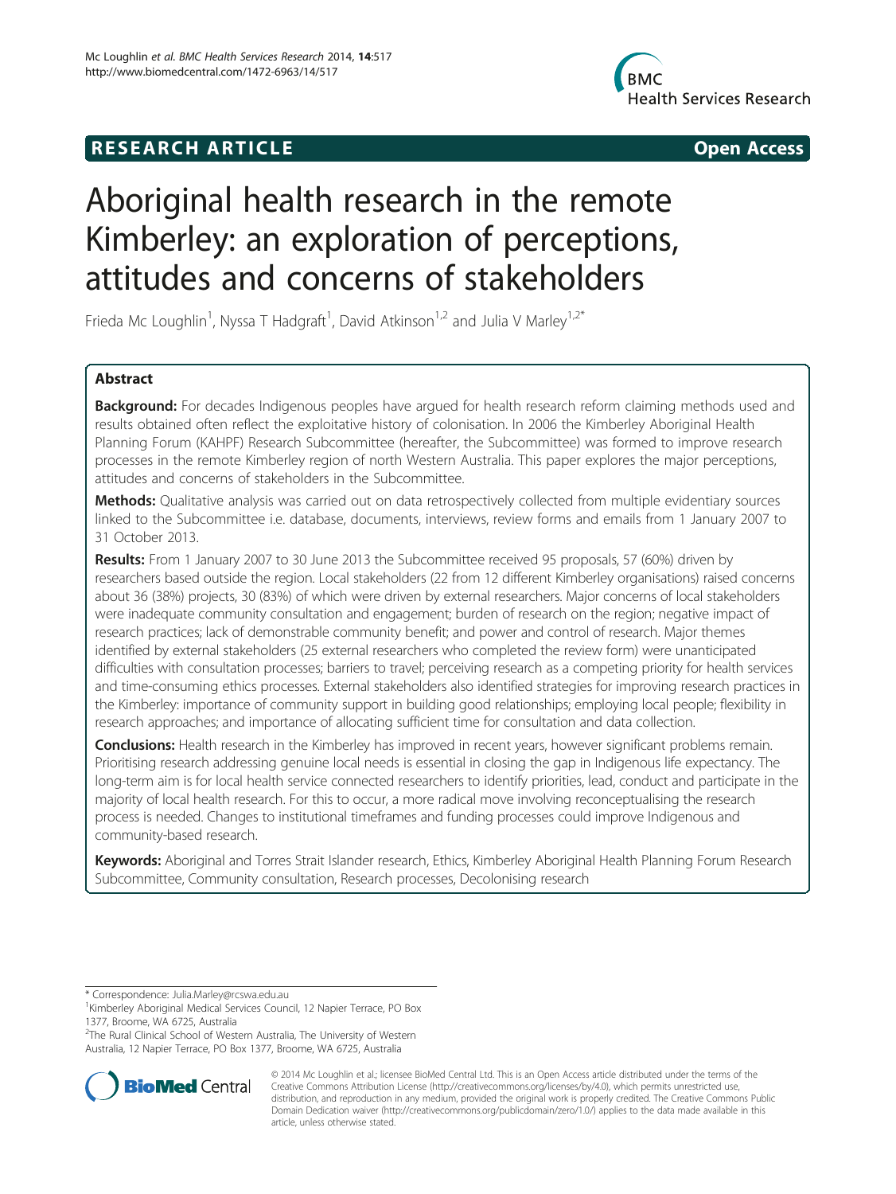**RESEARCH ARTICLE** **Open Access**

# Aboriginal health research in the remote Kimberley: an exploration of perceptions, attitudes and concerns of stakeholders

Frieda Mc Loughlin[1], Nyssa T Hadgraft[1], David Atkinson[1,2] and Julia V Marley[1,2*]

## Abstract

**Background:** For decades Indigenous peoples have argued for health research reform claiming methods used and results obtained often reflect the exploitative history of colonisation. In 2006 the Kimberley Aboriginal Health Planning Forum (KAHPF) Research Subcommittee (hereafter, the Subcommittee) was formed to improve research processes in the remote Kimberley region of north Western Australia. This paper explores the major perceptions, attitudes and concerns of stakeholders in the Subcommittee.

**Methods:** Qualitative analysis was carried out on data retrospectively collected from multiple evidentiary sources linked to the Subcommittee i.e. database, documents, interviews, review forms and emails from 1 January 2007 to 31 October 2013.

**Results:** From 1 January 2007 to 30 June 2013 the Subcommittee received 95 proposals, 57 (60%) driven by researchers based outside the region. Local stakeholders (22 from 12 different Kimberley organisations) raised concerns about 36 (38%) projects, 30 (83%) of which were driven by external researchers. Major concerns of local stakeholders were inadequate community consultation and engagement; burden of research on the region; negative impact of research practices; lack of demonstrable community benefit; and power and control of research. Major themes identified by external stakeholders (25 external researchers who completed the review form) were unanticipated difficulties with consultation processes; barriers to travel; perceiving research as a competing priority for health services and time-consuming ethics processes. External stakeholders also identified strategies for improving research practices in the Kimberley: importance of community support in building good relationships; employing local people; flexibility in research approaches; and importance of allocating sufficient time for consultation and data collection.

**Conclusions:** Health research in the Kimberley has improved in recent years, however significant problems remain. Prioritising research addressing genuine local needs is essential in closing the gap in Indigenous life expectancy. The long-term aim is for local health service connected researchers to identify priorities, lead, conduct and participate in the majority of local health research. For this to occur, a more radical move involving reconceptualising the research process is needed. Changes to institutional timeframes and funding processes could improve Indigenous and community-based research.

**Keywords:** Aboriginal and Torres Strait Islander research, Ethics, Kimberley Aboriginal Health Planning Forum Research Subcommittee, Community consultation, Research processes, Decolonising research

---

\* Correspondence: Julia.Marley@rcswa.edu.au

[1]Kimberley Aboriginal Medical Services Council, 12 Napier Terrace, PO Box 1377, Broome, WA 6725, Australia

[2]The Rural Clinical School of Western Australia, The University of Western Australia, 12 Napier Terrace, PO Box 1377, Broome, WA 6725, Australia

© 2014 Mc Loughlin et al.; licensee BioMed Central Ltd. This is an Open Access article distributed under the terms of the Creative Commons Attribution License (http://creativecommons.org/licenses/by/4.0), which permits unrestricted use, distribution, and reproduction in any medium, provided the original work is properly credited. The Creative Commons Public Domain Dedication waiver (http://creativecommons.org/publicdomain/zero/1.0/) applies to the data made available in this article, unless otherwise stated.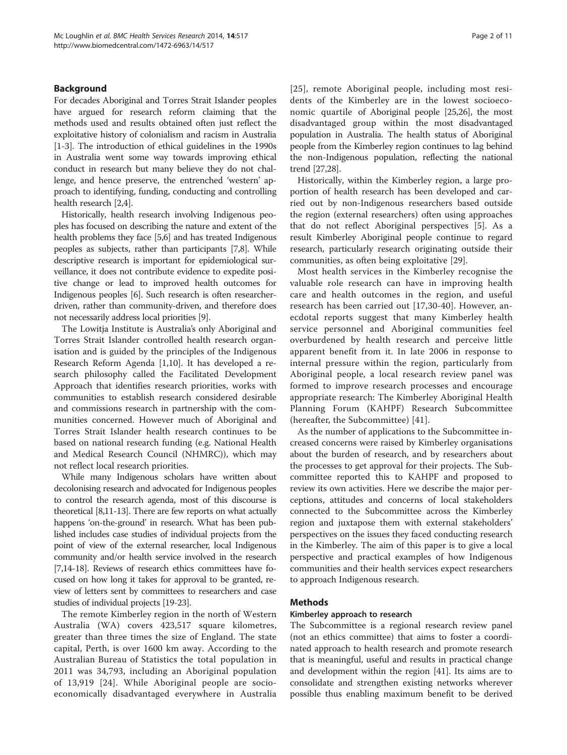## Background

For decades Aboriginal and Torres Strait Islander peoples have argued for research reform claiming that the methods used and results obtained often just reflect the exploitative history of colonialism and racism in Australia [1-3]. The introduction of ethical guidelines in the 1990s in Australia went some way towards improving ethical conduct in research but many believe they do not challenge, and hence preserve, the entrenched 'western' approach to identifying, funding, conducting and controlling health research [2,4].

Historically, health research involving Indigenous peoples has focused on describing the nature and extent of the health problems they face [5,6] and has treated Indigenous peoples as subjects, rather than participants [7,8]. While descriptive research is important for epidemiological surveillance, it does not contribute evidence to expedite positive change or lead to improved health outcomes for Indigenous peoples [6]. Such research is often researcher-driven, rather than community-driven, and therefore does not necessarily address local priorities [9].

The Lowitja Institute is Australia's only Aboriginal and Torres Strait Islander controlled health research organisation and is guided by the principles of the Indigenous Research Reform Agenda [1,10]. It has developed a research philosophy called the Facilitated Development Approach that identifies research priorities, works with communities to establish research considered desirable and commissions research in partnership with the communities concerned. However much of Aboriginal and Torres Strait Islander health research continues to be based on national research funding (e.g. National Health and Medical Research Council (NHMRC)), which may not reflect local research priorities.

While many Indigenous scholars have written about decolonising research and advocated for Indigenous peoples to control the research agenda, most of this discourse is theoretical [8,11-13]. There are few reports on what actually happens 'on-the-ground' in research. What has been published includes case studies of individual projects from the point of view of the external researcher, local Indigenous community and/or health service involved in the research [7,14-18]. Reviews of research ethics committees have focused on how long it takes for approval to be granted, review of letters sent by committees to researchers and case studies of individual projects [19-23].

The remote Kimberley region in the north of Western Australia (WA) covers 423,517 square kilometres, greater than three times the size of England. The state capital, Perth, is over 1600 km away. According to the Australian Bureau of Statistics the total population in 2011 was 34,793, including an Aboriginal population of 13,919 [24]. While Aboriginal people are socioeconomically disadvantaged everywhere in Australia [25], remote Aboriginal people, including most residents of the Kimberley are in the lowest socioeconomic quartile of Aboriginal people [25,26], the most disadvantaged group within the most disadvantaged population in Australia. The health status of Aboriginal people from the Kimberley region continues to lag behind the non-Indigenous population, reflecting the national trend [27,28].

Historically, within the Kimberley region, a large proportion of health research has been developed and carried out by non-Indigenous researchers based outside the region (external researchers) often using approaches that do not reflect Aboriginal perspectives [5]. As a result Kimberley Aboriginal people continue to regard research, particularly research originating outside their communities, as often being exploitative [29].

Most health services in the Kimberley recognise the valuable role research can have in improving health care and health outcomes in the region, and useful research has been carried out [17,30-40]. However, anecdotal reports suggest that many Kimberley health service personnel and Aboriginal communities feel overburdened by health research and perceive little apparent benefit from it. In late 2006 in response to internal pressure within the region, particularly from Aboriginal people, a local research review panel was formed to improve research processes and encourage appropriate research: The Kimberley Aboriginal Health Planning Forum (KAHPF) Research Subcommittee (hereafter, the Subcommittee) [41].

As the number of applications to the Subcommittee increased concerns were raised by Kimberley organisations about the burden of research, and by researchers about the processes to get approval for their projects. The Subcommittee reported this to KAHPF and proposed to review its own activities. Here we describe the major perceptions, attitudes and concerns of local stakeholders connected to the Subcommittee across the Kimberley region and juxtapose them with external stakeholders' perspectives on the issues they faced conducting research in the Kimberley. The aim of this paper is to give a local perspective and practical examples of how Indigenous communities and their health services expect researchers to approach Indigenous research.

## Methods

### Kimberley approach to research

The Subcommittee is a regional research review panel (not an ethics committee) that aims to foster a coordinated approach to health research and promote research that is meaningful, useful and results in practical change and development within the region [41]. Its aims are to consolidate and strengthen existing networks wherever possible thus enabling maximum benefit to be derived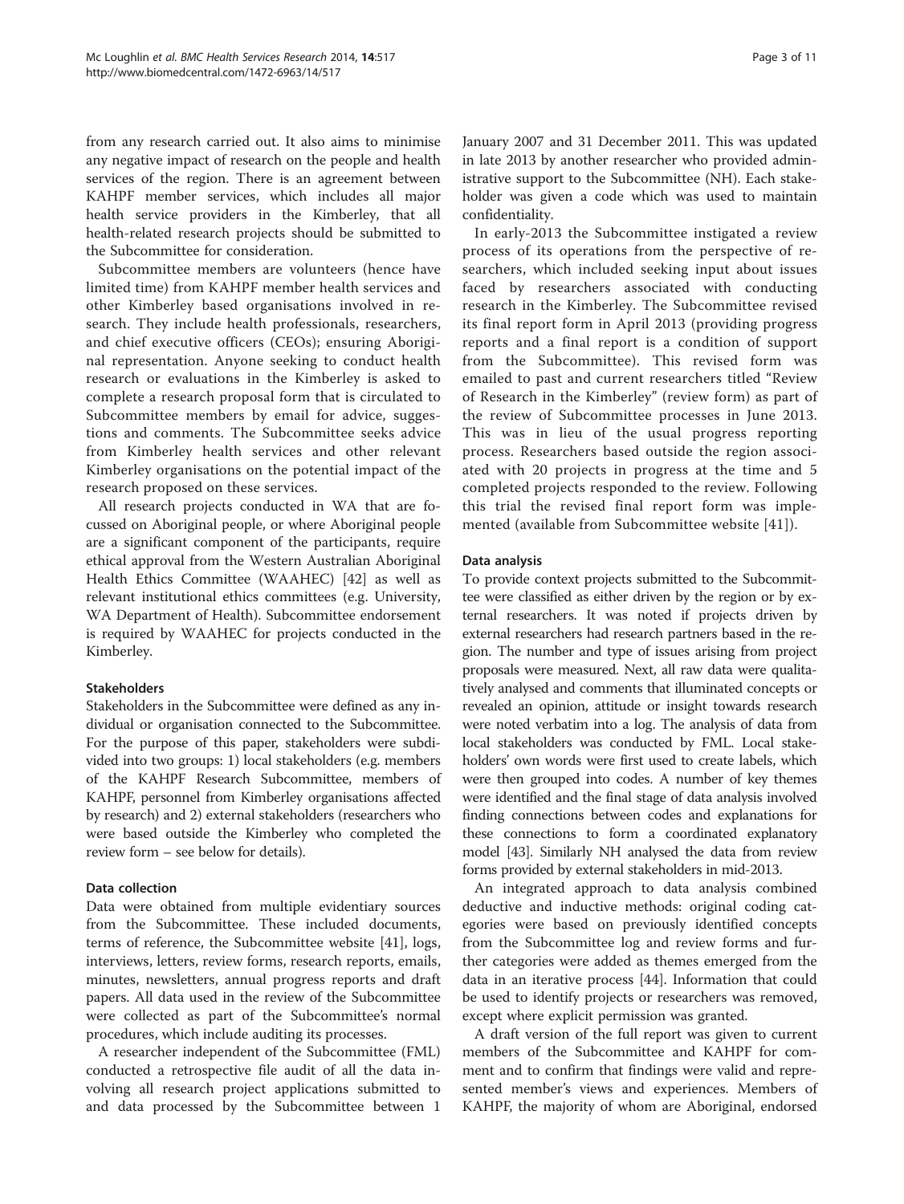from any research carried out. It also aims to minimise any negative impact of research on the people and health services of the region. There is an agreement between KAHPF member services, which includes all major health service providers in the Kimberley, that all health-related research projects should be submitted to the Subcommittee for consideration.

Subcommittee members are volunteers (hence have limited time) from KAHPF member health services and other Kimberley based organisations involved in research. They include health professionals, researchers, and chief executive officers (CEOs); ensuring Aboriginal representation. Anyone seeking to conduct health research or evaluations in the Kimberley is asked to complete a research proposal form that is circulated to Subcommittee members by email for advice, suggestions and comments. The Subcommittee seeks advice from Kimberley health services and other relevant Kimberley organisations on the potential impact of the research proposed on these services.

All research projects conducted in WA that are focussed on Aboriginal people, or where Aboriginal people are a significant component of the participants, require ethical approval from the Western Australian Aboriginal Health Ethics Committee (WAAHEC) [42] as well as relevant institutional ethics committees (e.g. University, WA Department of Health). Subcommittee endorsement is required by WAAHEC for projects conducted in the Kimberley.

### Stakeholders

Stakeholders in the Subcommittee were defined as any individual or organisation connected to the Subcommittee. For the purpose of this paper, stakeholders were subdivided into two groups: 1) local stakeholders (e.g. members of the KAHPF Research Subcommittee, members of KAHPF, personnel from Kimberley organisations affected by research) and 2) external stakeholders (researchers who were based outside the Kimberley who completed the review form – see below for details).

### Data collection

Data were obtained from multiple evidentiary sources from the Subcommittee. These included documents, terms of reference, the Subcommittee website [41], logs, interviews, letters, review forms, research reports, emails, minutes, newsletters, annual progress reports and draft papers. All data used in the review of the Subcommittee were collected as part of the Subcommittee's normal procedures, which include auditing its processes.

A researcher independent of the Subcommittee (FML) conducted a retrospective file audit of all the data involving all research project applications submitted to and data processed by the Subcommittee between 1 January 2007 and 31 December 2011. This was updated in late 2013 by another researcher who provided administrative support to the Subcommittee (NH). Each stakeholder was given a code which was used to maintain confidentiality.

In early-2013 the Subcommittee instigated a review process of its operations from the perspective of researchers, which included seeking input about issues faced by researchers associated with conducting research in the Kimberley. The Subcommittee revised its final report form in April 2013 (providing progress reports and a final report is a condition of support from the Subcommittee). This revised form was emailed to past and current researchers titled "Review of Research in the Kimberley" (review form) as part of the review of Subcommittee processes in June 2013. This was in lieu of the usual progress reporting process. Researchers based outside the region associated with 20 projects in progress at the time and 5 completed projects responded to the review. Following this trial the revised final report form was implemented (available from Subcommittee website [41]).

### Data analysis

To provide context projects submitted to the Subcommittee were classified as either driven by the region or by external researchers. It was noted if projects driven by external researchers had research partners based in the region. The number and type of issues arising from project proposals were measured. Next, all raw data were qualitatively analysed and comments that illuminated concepts or revealed an opinion, attitude or insight towards research were noted verbatim into a log. The analysis of data from local stakeholders was conducted by FML. Local stakeholders' own words were first used to create labels, which were then grouped into codes. A number of key themes were identified and the final stage of data analysis involved finding connections between codes and explanations for these connections to form a coordinated explanatory model [43]. Similarly NH analysed the data from review forms provided by external stakeholders in mid-2013.

An integrated approach to data analysis combined deductive and inductive methods: original coding categories were based on previously identified concepts from the Subcommittee log and review forms and further categories were added as themes emerged from the data in an iterative process [44]. Information that could be used to identify projects or researchers was removed, except where explicit permission was granted.

A draft version of the full report was given to current members of the Subcommittee and KAHPF for comment and to confirm that findings were valid and represented member's views and experiences. Members of KAHPF, the majority of whom are Aboriginal, endorsed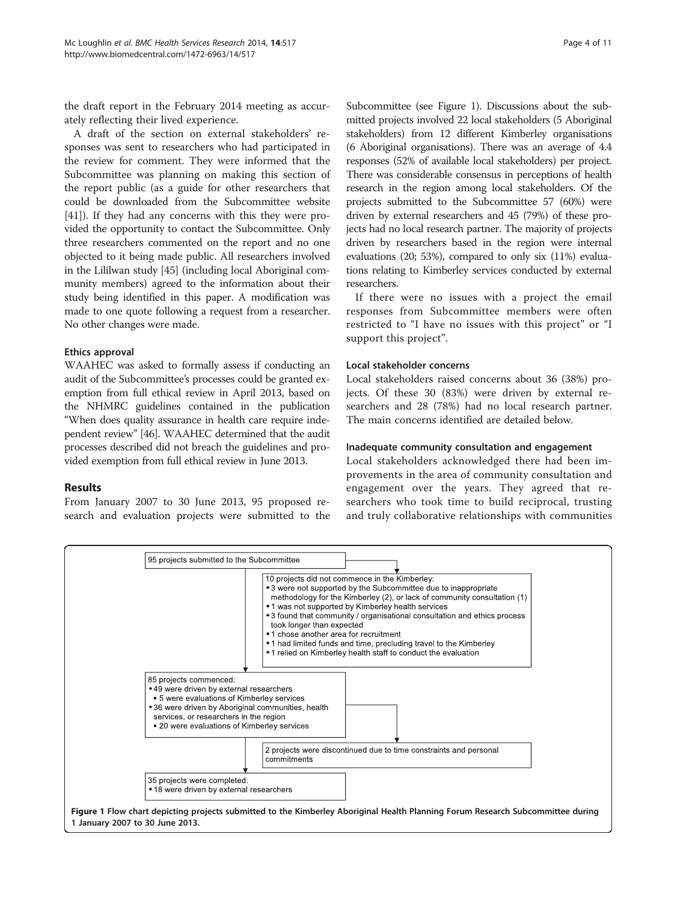the draft report in the February 2014 meeting as accurately reflecting their lived experience.

A draft of the section on external stakeholders' responses was sent to researchers who had participated in the review for comment. They were informed that the Subcommittee was planning on making this section of the report public (as a guide for other researchers that could be downloaded from the Subcommittee website [41]). If they had any concerns with this they were provided the opportunity to contact the Subcommittee. Only three researchers commented on the report and no one objected to it being made public. All researchers involved in the Lililwan study [45] (including local Aboriginal community members) agreed to the information about their study being identified in this paper. A modification was made to one quote following a request from a researcher. No other changes were made.

### Ethics approval

WAAHEC was asked to formally assess if conducting an audit of the Subcommittee's processes could be granted exemption from full ethical review in April 2013, based on the NHMRC guidelines contained in the publication "When does quality assurance in health care require independent review" [46]. WAAHEC determined that the audit processes described did not breach the guidelines and provided exemption from full ethical review in June 2013.

## Results

From January 2007 to 30 June 2013, 95 proposed research and evaluation projects were submitted to the Subcommittee (see Figure 1). Discussions about the submitted projects involved 22 local stakeholders (5 Aboriginal stakeholders) from 12 different Kimberley organisations (6 Aboriginal organisations). There was an average of 4.4 responses (52% of available local stakeholders) per project. There was considerable consensus in perceptions of health research in the region among local stakeholders. Of the projects submitted to the Subcommittee 57 (60%) were driven by external researchers and 45 (79%) of these projects had no local research partner. The majority of projects driven by researchers based in the region were internal evaluations (20; 53%), compared to only six (11%) evaluations relating to Kimberley services conducted by external researchers.

If there were no issues with a project the email responses from Subcommittee members were often restricted to "I have no issues with this project" or "I support this project".

### Local stakeholder concerns

Local stakeholders raised concerns about 36 (38%) projects. Of these 30 (83%) were driven by external researchers and 28 (78%) had no local research partner. The main concerns identified are detailed below.

### Inadequate community consultation and engagement

Local stakeholders acknowledged there had been improvements in the area of community consultation and engagement over the years. They agreed that researchers who took time to build reciprocal, trusting and truly collaborative relationships with communities

95 projects submitted to the Subcommittee

10 projects did not commence in the Kimberley:
- 3 were not supported by the Subcommittee due to inappropriate methodology for the Kimberley (2), or lack of community consultation (1)
- 1 was not supported by Kimberley health services
- 3 found that community / organisational consultation and ethics process took longer than expected
- 1 chose another area for recruitment
- 1 had limited funds and time, precluding travel to the Kimberley
- 1 relied on Kimberley health staff to conduct the evaluation

85 projects commenced:
- 49 were driven by external researchers
  - 5 were evaluations of Kimberley services
- 36 were driven by Aboriginal communities, health services, or researchers in the region
  - 20 were evaluations of Kimberley services

2 projects were discontinued due to time constraints and personal commitments

35 projects were completed:
- 18 were driven by external researchers

**Figure 1** Flow chart depicting projects submitted to the Kimberley Aboriginal Health Planning Forum Research Subcommittee during 1 January 2007 to 30 June 2013.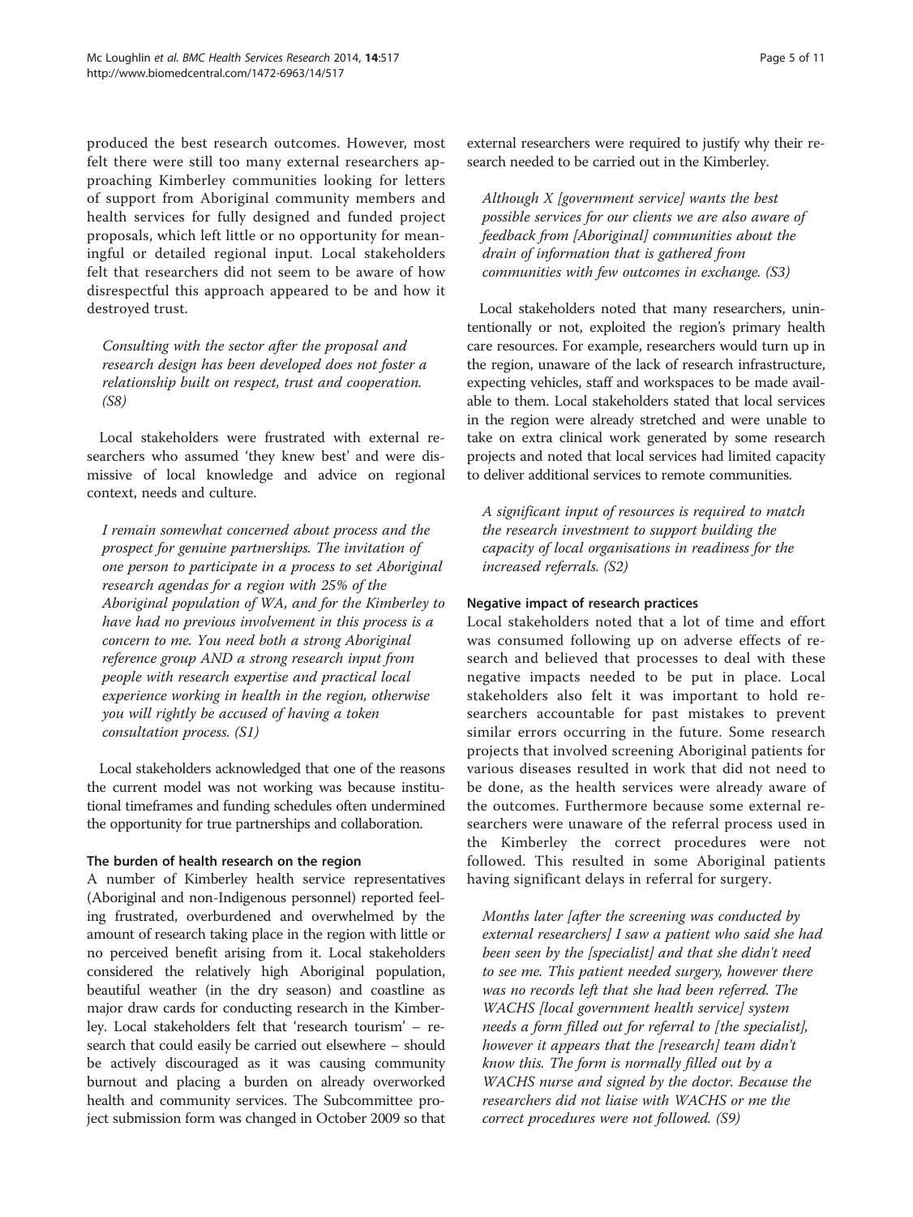produced the best research outcomes. However, most felt there were still too many external researchers approaching Kimberley communities looking for letters of support from Aboriginal community members and health services for fully designed and funded project proposals, which left little or no opportunity for meaningful or detailed regional input. Local stakeholders felt that researchers did not seem to be aware of how disrespectful this approach appeared to be and how it destroyed trust.

> *Consulting with the sector after the proposal and research design has been developed does not foster a relationship built on respect, trust and cooperation. (S8)*

Local stakeholders were frustrated with external researchers who assumed 'they knew best' and were dismissive of local knowledge and advice on regional context, needs and culture.

> *I remain somewhat concerned about process and the prospect for genuine partnerships. The invitation of one person to participate in a process to set Aboriginal research agendas for a region with 25% of the Aboriginal population of WA, and for the Kimberley to have had no previous involvement in this process is a concern to me. You need both a strong Aboriginal reference group AND a strong research input from people with research expertise and practical local experience working in health in the region, otherwise you will rightly be accused of having a token consultation process. (S1)*

Local stakeholders acknowledged that one of the reasons the current model was not working was because institutional timeframes and funding schedules often undermined the opportunity for true partnerships and collaboration.

### The burden of health research on the region

A number of Kimberley health service representatives (Aboriginal and non-Indigenous personnel) reported feeling frustrated, overburdened and overwhelmed by the amount of research taking place in the region with little or no perceived benefit arising from it. Local stakeholders considered the relatively high Aboriginal population, beautiful weather (in the dry season) and coastline as major draw cards for conducting research in the Kimberley. Local stakeholders felt that 'research tourism' – research that could easily be carried out elsewhere – should be actively discouraged as it was causing community burnout and placing a burden on already overworked health and community services. The Subcommittee project submission form was changed in October 2009 so that external researchers were required to justify why their research needed to be carried out in the Kimberley.

> *Although X [government service] wants the best possible services for our clients we are also aware of feedback from [Aboriginal] communities about the drain of information that is gathered from communities with few outcomes in exchange. (S3)*

Local stakeholders noted that many researchers, unintentionally or not, exploited the region's primary health care resources. For example, researchers would turn up in the region, unaware of the lack of research infrastructure, expecting vehicles, staff and workspaces to be made available to them. Local stakeholders stated that local services in the region were already stretched and were unable to take on extra clinical work generated by some research projects and noted that local services had limited capacity to deliver additional services to remote communities.

> *A significant input of resources is required to match the research investment to support building the capacity of local organisations in readiness for the increased referrals. (S2)*

### Negative impact of research practices

Local stakeholders noted that a lot of time and effort was consumed following up on adverse effects of research and believed that processes to deal with these negative impacts needed to be put in place. Local stakeholders also felt it was important to hold researchers accountable for past mistakes to prevent similar errors occurring in the future. Some research projects that involved screening Aboriginal patients for various diseases resulted in work that did not need to be done, as the health services were already aware of the outcomes. Furthermore because some external researchers were unaware of the referral process used in the Kimberley the correct procedures were not followed. This resulted in some Aboriginal patients having significant delays in referral for surgery.

> *Months later [after the screening was conducted by external researchers] I saw a patient who said she had been seen by the [specialist] and that she didn't need to see me. This patient needed surgery, however there was no records left that she had been referred. The WACHS [local government health service] system needs a form filled out for referral to [the specialist], however it appears that the [research] team didn't know this. The form is normally filled out by a WACHS nurse and signed by the doctor. Because the researchers did not liaise with WACHS or me the correct procedures were not followed. (S9)*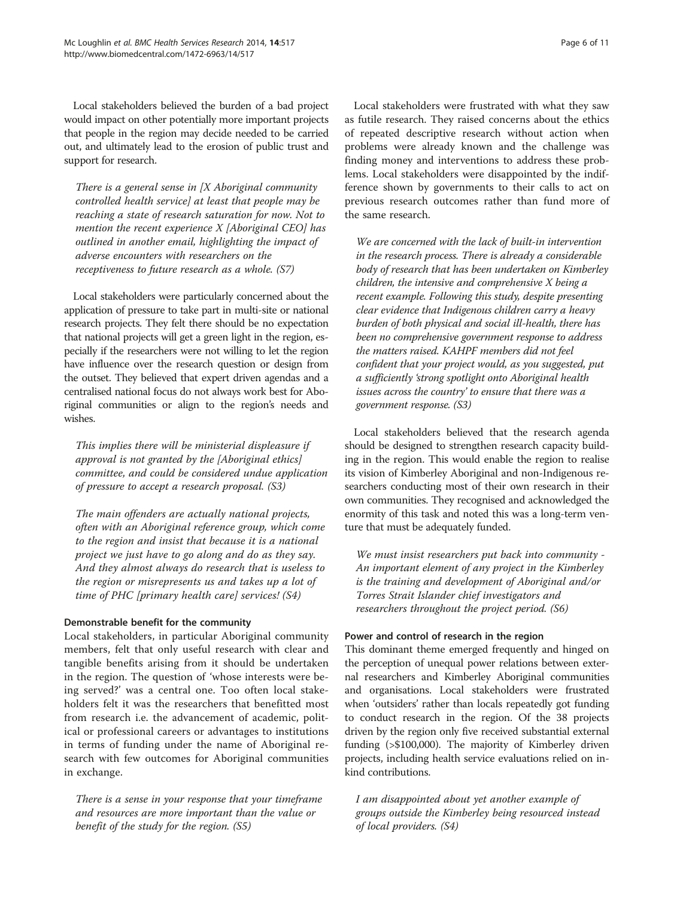Local stakeholders believed the burden of a bad project would impact on other potentially more important projects that people in the region may decide needed to be carried out, and ultimately lead to the erosion of public trust and support for research.

> *There is a general sense in [X Aboriginal community controlled health service] at least that people may be reaching a state of research saturation for now. Not to mention the recent experience X [Aboriginal CEO] has outlined in another email, highlighting the impact of adverse encounters with researchers on the receptiveness to future research as a whole. (S7)*

Local stakeholders were particularly concerned about the application of pressure to take part in multi-site or national research projects. They felt there should be no expectation that national projects will get a green light in the region, especially if the researchers were not willing to let the region have influence over the research question or design from the outset. They believed that expert driven agendas and a centralised national focus do not always work best for Aboriginal communities or align to the region's needs and wishes.

> *This implies there will be ministerial displeasure if approval is not granted by the [Aboriginal ethics] committee, and could be considered undue application of pressure to accept a research proposal. (S3)*

> *The main offenders are actually national projects, often with an Aboriginal reference group, which come to the region and insist that because it is a national project we just have to go along and do as they say. And they almost always do research that is useless to the region or misrepresents us and takes up a lot of time of PHC [primary health care] services! (S4)*

#### Demonstrable benefit for the community

Local stakeholders, in particular Aboriginal community members, felt that only useful research with clear and tangible benefits arising from it should be undertaken in the region. The question of 'whose interests were being served?' was a central one. Too often local stakeholders felt it was the researchers that benefitted most from research i.e. the advancement of academic, political or professional careers or advantages to institutions in terms of funding under the name of Aboriginal research with few outcomes for Aboriginal communities in exchange.

> *There is a sense in your response that your timeframe and resources are more important than the value or benefit of the study for the region. (S5)*

Local stakeholders were frustrated with what they saw as futile research. They raised concerns about the ethics of repeated descriptive research without action when problems were already known and the challenge was finding money and interventions to address these problems. Local stakeholders were disappointed by the indifference shown by governments to their calls to act on previous research outcomes rather than fund more of the same research.

> *We are concerned with the lack of built-in intervention in the research process. There is already a considerable body of research that has been undertaken on Kimberley children, the intensive and comprehensive X being a recent example. Following this study, despite presenting clear evidence that Indigenous children carry a heavy burden of both physical and social ill-health, there has been no comprehensive government response to address the matters raised. KAHPF members did not feel confident that your project would, as you suggested, put a sufficiently 'strong spotlight onto Aboriginal health issues across the country' to ensure that there was a government response. (S3)*

Local stakeholders believed that the research agenda should be designed to strengthen research capacity building in the region. This would enable the region to realise its vision of Kimberley Aboriginal and non-Indigenous researchers conducting most of their own research in their own communities. They recognised and acknowledged the enormity of this task and noted this was a long-term venture that must be adequately funded.

> *We must insist researchers put back into community - An important element of any project in the Kimberley is the training and development of Aboriginal and/or Torres Strait Islander chief investigators and researchers throughout the project period. (S6)*

#### Power and control of research in the region

This dominant theme emerged frequently and hinged on the perception of unequal power relations between external researchers and Kimberley Aboriginal communities and organisations. Local stakeholders were frustrated when 'outsiders' rather than locals repeatedly got funding to conduct research in the region. Of the 38 projects driven by the region only five received substantial external funding (>$100,000). The majority of Kimberley driven projects, including health service evaluations relied on in-kind contributions.

> *I am disappointed about yet another example of groups outside the Kimberley being resourced instead of local providers. (S4)*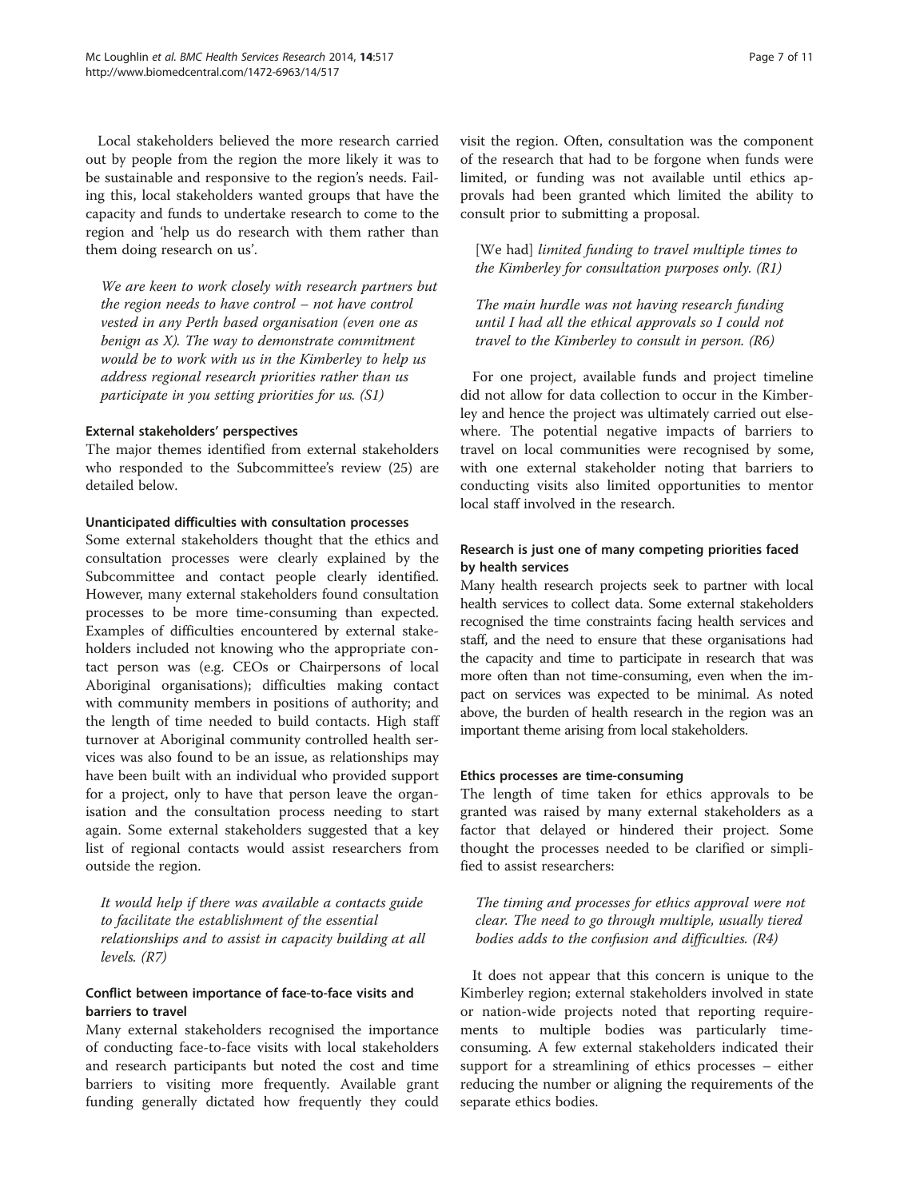Local stakeholders believed the more research carried out by people from the region the more likely it was to be sustainable and responsive to the region's needs. Failing this, local stakeholders wanted groups that have the capacity and funds to undertake research to come to the region and 'help us do research with them rather than them doing research on us'.

> *We are keen to work closely with research partners but the region needs to have control – not have control vested in any Perth based organisation (even one as benign as X). The way to demonstrate commitment would be to work with us in the Kimberley to help us address regional research priorities rather than us participate in you setting priorities for us. (S1)*

### External stakeholders' perspectives

The major themes identified from external stakeholders who responded to the Subcommittee's review (25) are detailed below.

#### Unanticipated difficulties with consultation processes

Some external stakeholders thought that the ethics and consultation processes were clearly explained by the Subcommittee and contact people clearly identified. However, many external stakeholders found consultation processes to be more time-consuming than expected. Examples of difficulties encountered by external stakeholders included not knowing who the appropriate contact person was (e.g. CEOs or Chairpersons of local Aboriginal organisations); difficulties making contact with community members in positions of authority; and the length of time needed to build contacts. High staff turnover at Aboriginal community controlled health services was also found to be an issue, as relationships may have been built with an individual who provided support for a project, only to have that person leave the organisation and the consultation process needing to start again. Some external stakeholders suggested that a key list of regional contacts would assist researchers from outside the region.

> *It would help if there was available a contacts guide to facilitate the establishment of the essential relationships and to assist in capacity building at all levels. (R7)*

#### Conflict between importance of face-to-face visits and barriers to travel

Many external stakeholders recognised the importance of conducting face-to-face visits with local stakeholders and research participants but noted the cost and time barriers to visiting more frequently. Available grant funding generally dictated how frequently they could visit the region. Often, consultation was the component of the research that had to be forgone when funds were limited, or funding was not available until ethics approvals had been granted which limited the ability to consult prior to submitting a proposal.

> [We had] *limited funding to travel multiple times to the Kimberley for consultation purposes only. (R1)*

> *The main hurdle was not having research funding until I had all the ethical approvals so I could not travel to the Kimberley to consult in person. (R6)*

For one project, available funds and project timeline did not allow for data collection to occur in the Kimberley and hence the project was ultimately carried out elsewhere. The potential negative impacts of barriers to travel on local communities were recognised by some, with one external stakeholder noting that barriers to conducting visits also limited opportunities to mentor local staff involved in the research.

#### Research is just one of many competing priorities faced by health services

Many health research projects seek to partner with local health services to collect data. Some external stakeholders recognised the time constraints facing health services and staff, and the need to ensure that these organisations had the capacity and time to participate in research that was more often than not time-consuming, even when the impact on services was expected to be minimal. As noted above, the burden of health research in the region was an important theme arising from local stakeholders.

#### Ethics processes are time-consuming

The length of time taken for ethics approvals to be granted was raised by many external stakeholders as a factor that delayed or hindered their project. Some thought the processes needed to be clarified or simplified to assist researchers:

> *The timing and processes for ethics approval were not clear. The need to go through multiple, usually tiered bodies adds to the confusion and difficulties. (R4)*

It does not appear that this concern is unique to the Kimberley region; external stakeholders involved in state or nation-wide projects noted that reporting requirements to multiple bodies was particularly time-consuming. A few external stakeholders indicated their support for a streamlining of ethics processes – either reducing the number or aligning the requirements of the separate ethics bodies.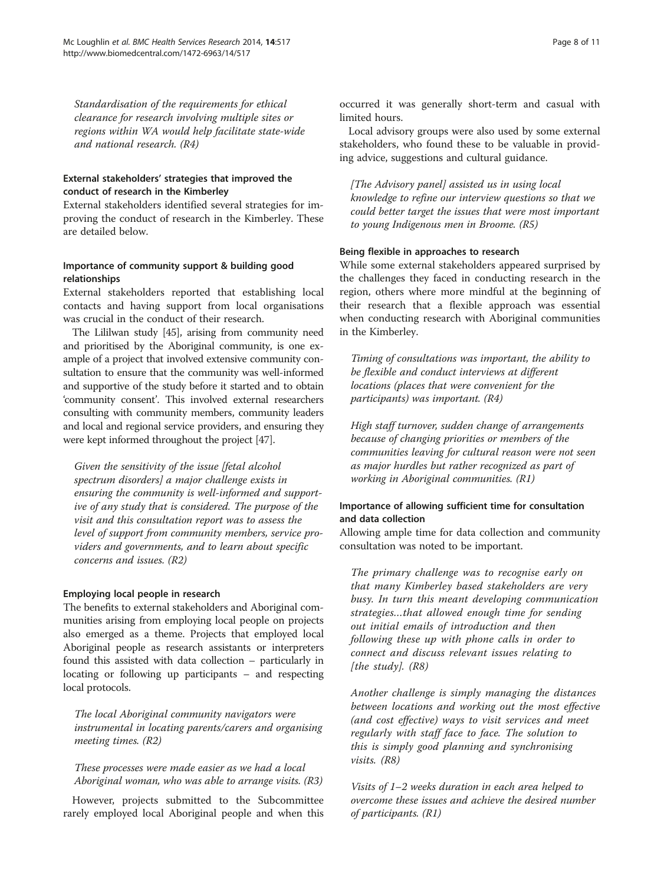*Standardisation of the requirements for ethical clearance for research involving multiple sites or regions within WA would help facilitate state-wide and national research. (R4)*

### External stakeholders' strategies that improved the conduct of research in the Kimberley

External stakeholders identified several strategies for improving the conduct of research in the Kimberley. These are detailed below.

#### Importance of community support & building good relationships

External stakeholders reported that establishing local contacts and having support from local organisations was crucial in the conduct of their research.

The Lililwan study [45], arising from community need and prioritised by the Aboriginal community, is one example of a project that involved extensive community consultation to ensure that the community was well-informed and supportive of the study before it started and to obtain 'community consent'. This involved external researchers consulting with community members, community leaders and local and regional service providers, and ensuring they were kept informed throughout the project [47].

*Given the sensitivity of the issue [fetal alcohol spectrum disorders] a major challenge exists in ensuring the community is well-informed and supportive of any study that is considered. The purpose of the visit and this consultation report was to assess the level of support from community members, service providers and governments, and to learn about specific concerns and issues. (R2)*

#### Employing local people in research

The benefits to external stakeholders and Aboriginal communities arising from employing local people on projects also emerged as a theme. Projects that employed local Aboriginal people as research assistants or interpreters found this assisted with data collection – particularly in locating or following up participants – and respecting local protocols.

*The local Aboriginal community navigators were instrumental in locating parents/carers and organising meeting times. (R2)*

*These processes were made easier as we had a local Aboriginal woman, who was able to arrange visits. (R3)*

However, projects submitted to the Subcommittee rarely employed local Aboriginal people and when this occurred it was generally short-term and casual with limited hours.

Local advisory groups were also used by some external stakeholders, who found these to be valuable in providing advice, suggestions and cultural guidance.

*[The Advisory panel] assisted us in using local knowledge to refine our interview questions so that we could better target the issues that were most important to young Indigenous men in Broome. (R5)*

#### Being flexible in approaches to research

While some external stakeholders appeared surprised by the challenges they faced in conducting research in the region, others where more mindful at the beginning of their research that a flexible approach was essential when conducting research with Aboriginal communities in the Kimberley.

*Timing of consultations was important, the ability to be flexible and conduct interviews at different locations (places that were convenient for the participants) was important. (R4)*

*High staff turnover, sudden change of arrangements because of changing priorities or members of the communities leaving for cultural reason were not seen as major hurdles but rather recognized as part of working in Aboriginal communities. (R1)*

#### Importance of allowing sufficient time for consultation and data collection

Allowing ample time for data collection and community consultation was noted to be important.

*The primary challenge was to recognise early on that many Kimberley based stakeholders are very busy. In turn this meant developing communication strategies…that allowed enough time for sending out initial emails of introduction and then following these up with phone calls in order to connect and discuss relevant issues relating to [the study]. (R8)*

*Another challenge is simply managing the distances between locations and working out the most effective (and cost effective) ways to visit services and meet regularly with staff face to face. The solution to this is simply good planning and synchronising visits. (R8)*

*Visits of 1–2 weeks duration in each area helped to overcome these issues and achieve the desired number of participants. (R1)*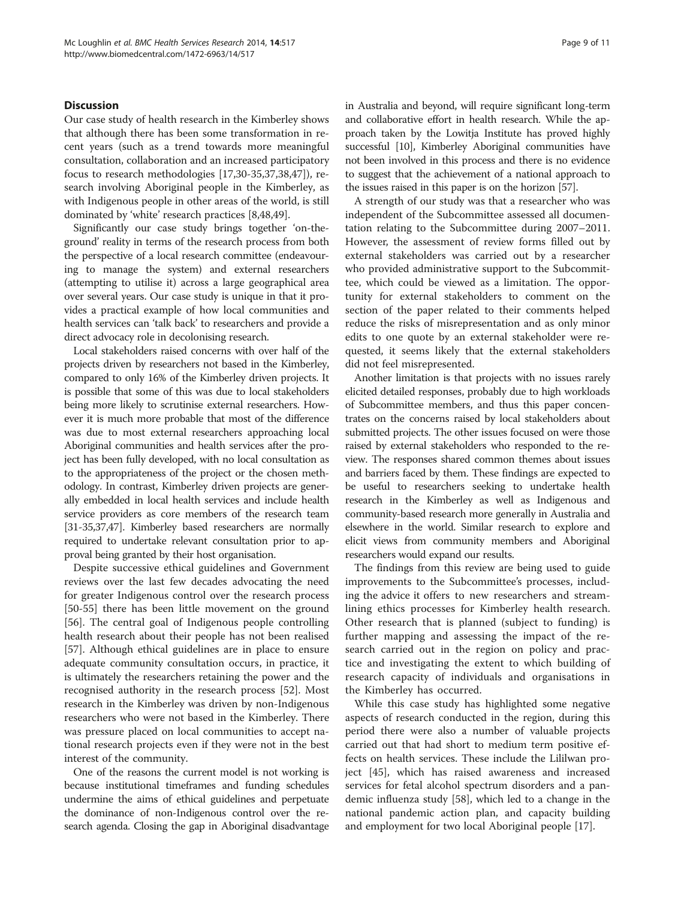## Discussion

Our case study of health research in the Kimberley shows that although there has been some transformation in recent years (such as a trend towards more meaningful consultation, collaboration and an increased participatory focus to research methodologies [17,30-35,37,38,47]), research involving Aboriginal people in the Kimberley, as with Indigenous people in other areas of the world, is still dominated by 'white' research practices [8,48,49].

Significantly our case study brings together 'on-the-ground' reality in terms of the research process from both the perspective of a local research committee (endeavouring to manage the system) and external researchers (attempting to utilise it) across a large geographical area over several years. Our case study is unique in that it provides a practical example of how local communities and health services can 'talk back' to researchers and provide a direct advocacy role in decolonising research.

Local stakeholders raised concerns with over half of the projects driven by researchers not based in the Kimberley, compared to only 16% of the Kimberley driven projects. It is possible that some of this was due to local stakeholders being more likely to scrutinise external researchers. However it is much more probable that most of the difference was due to most external researchers approaching local Aboriginal communities and health services after the project has been fully developed, with no local consultation as to the appropriateness of the project or the chosen methodology. In contrast, Kimberley driven projects are generally embedded in local health services and include health service providers as core members of the research team [31-35,37,47]. Kimberley based researchers are normally required to undertake relevant consultation prior to approval being granted by their host organisation.

Despite successive ethical guidelines and Government reviews over the last few decades advocating the need for greater Indigenous control over the research process [50-55] there has been little movement on the ground [56]. The central goal of Indigenous people controlling health research about their people has not been realised [57]. Although ethical guidelines are in place to ensure adequate community consultation occurs, in practice, it is ultimately the researchers retaining the power and the recognised authority in the research process [52]. Most research in the Kimberley was driven by non-Indigenous researchers who were not based in the Kimberley. There was pressure placed on local communities to accept national research projects even if they were not in the best interest of the community.

One of the reasons the current model is not working is because institutional timeframes and funding schedules undermine the aims of ethical guidelines and perpetuate the dominance of non-Indigenous control over the research agenda. Closing the gap in Aboriginal disadvantage in Australia and beyond, will require significant long-term and collaborative effort in health research. While the approach taken by the Lowitja Institute has proved highly successful [10], Kimberley Aboriginal communities have not been involved in this process and there is no evidence to suggest that the achievement of a national approach to the issues raised in this paper is on the horizon [57].

A strength of our study was that a researcher who was independent of the Subcommittee assessed all documentation relating to the Subcommittee during 2007–2011. However, the assessment of review forms filled out by external stakeholders was carried out by a researcher who provided administrative support to the Subcommittee, which could be viewed as a limitation. The opportunity for external stakeholders to comment on the section of the paper related to their comments helped reduce the risks of misrepresentation and as only minor edits to one quote by an external stakeholder were requested, it seems likely that the external stakeholders did not feel misrepresented.

Another limitation is that projects with no issues rarely elicited detailed responses, probably due to high workloads of Subcommittee members, and thus this paper concentrates on the concerns raised by local stakeholders about submitted projects. The other issues focused on were those raised by external stakeholders who responded to the review. The responses shared common themes about issues and barriers faced by them. These findings are expected to be useful to researchers seeking to undertake health research in the Kimberley as well as Indigenous and community-based research more generally in Australia and elsewhere in the world. Similar research to explore and elicit views from community members and Aboriginal researchers would expand our results.

The findings from this review are being used to guide improvements to the Subcommittee's processes, including the advice it offers to new researchers and streamlining ethics processes for Kimberley health research. Other research that is planned (subject to funding) is further mapping and assessing the impact of the research carried out in the region on policy and practice and investigating the extent to which building of research capacity of individuals and organisations in the Kimberley has occurred.

While this case study has highlighted some negative aspects of research conducted in the region, during this period there were also a number of valuable projects carried out that had short to medium term positive effects on health services. These include the Lililwan project [45], which has raised awareness and increased services for fetal alcohol spectrum disorders and a pandemic influenza study [58], which led to a change in the national pandemic action plan, and capacity building and employment for two local Aboriginal people [17].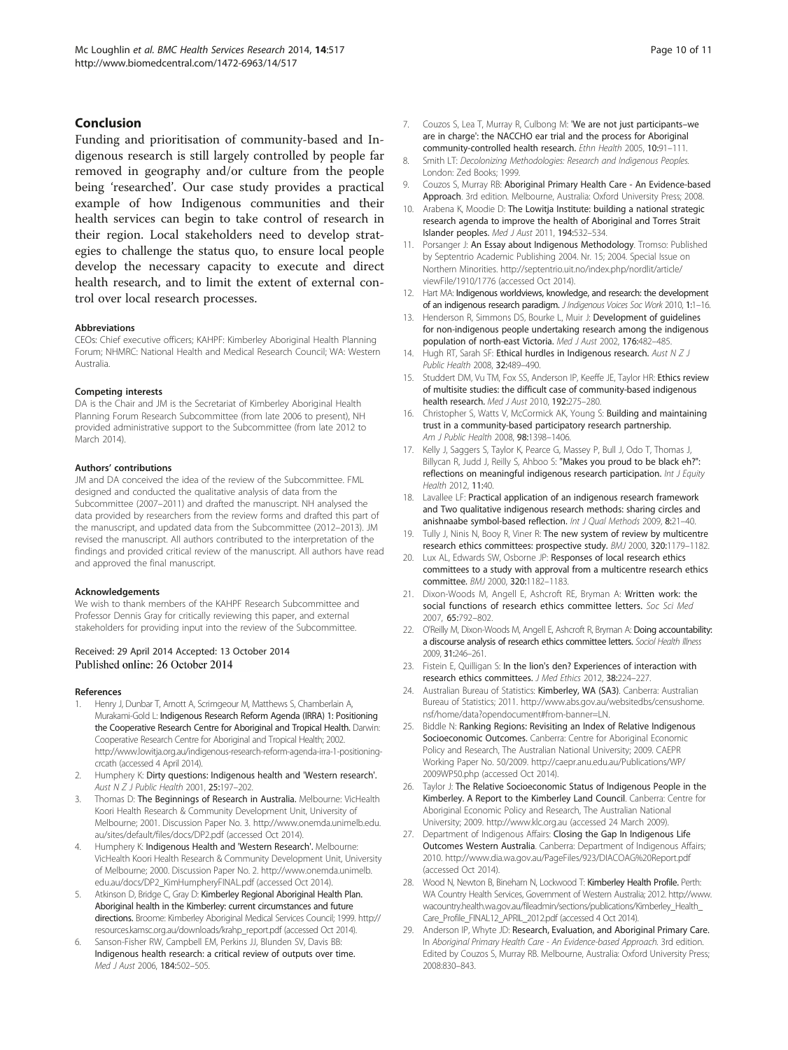## Conclusion

Funding and prioritisation of community-based and Indigenous research is still largely controlled by people far removed in geography and/or culture from the people being 'researched'. Our case study provides a practical example of how Indigenous communities and their health services can begin to take control of research in their region. Local stakeholders need to develop strategies to challenge the status quo, to ensure local people develop the necessary capacity to execute and direct health research, and to limit the extent of external control over local research processes.

#### Abbreviations

CEOs: Chief executive officers; KAHPF: Kimberley Aboriginal Health Planning Forum; NHMRC: National Health and Medical Research Council; WA: Western Australia.

#### Competing interests

DA is the Chair and JM is the Secretariat of Kimberley Aboriginal Health Planning Forum Research Subcommittee (from late 2006 to present), NH provided administrative support to the Subcommittee (from late 2012 to March 2014).

#### Authors' contributions

JM and DA conceived the idea of the review of the Subcommittee. FML designed and conducted the qualitative analysis of data from the Subcommittee (2007–2011) and drafted the manuscript. NH analysed the data provided by researchers from the review forms and drafted this part of the manuscript, and updated data from the Subcommittee (2012–2013). JM revised the manuscript. All authors contributed to the interpretation of the findings and provided critical review of the manuscript. All authors have read and approved the final manuscript.

#### Acknowledgements

We wish to thank members of the KAHPF Research Subcommittee and Professor Dennis Gray for critically reviewing this paper, and external stakeholders for providing input into the review of the Subcommittee.

Received: 29 April 2014 Accepted: 13 October 2014
Published online: 26 October 2014

#### References

1. Henry J, Dunbar T, Arnott A, Scrimgeour M, Matthews S, Chamberlain A, Murakami-Gold L: **Indigenous Research Reform Agenda (IRRA) 1: Positioning the Cooperative Research Centre for Aboriginal and Tropical Health.** Darwin: Cooperative Research Centre for Aboriginal and Tropical Health; 2002. http://www.lowitja.org.au/indigenous-research-reform-agenda-irra-1-positioning-crcath (accessed 4 April 2014).
2. Humphery K: **Dirty questions: Indigenous health and 'Western research'.** *Aust N Z J Public Health* 2001, **25:**197–202.
3. Thomas D: **The Beginnings of Research in Australia.** Melbourne: VicHealth Koori Health Research & Community Development Unit, University of Melbourne; 2001. Discussion Paper No. 3. http://www.onemda.unimelb.edu.au/sites/default/files/docs/DP2.pdf (accessed Oct 2014).
4. Humphery K: **Indigenous Health and 'Western Research'.** Melbourne: VicHealth Koori Health Research & Community Development Unit, University of Melbourne; 2000. Discussion Paper No. 2. http://www.onemda.unimelb.edu.au/docs/DP2_KimHumpheryFINAL.pdf (accessed Oct 2014).
5. Atkinson D, Bridge C, Gray D: **Kimberley Regional Aboriginal Health Plan. Aboriginal health in the Kimberley: current circumstances and future directions.** Broome: Kimberley Aboriginal Medical Services Council; 1999. http://resources.kamsc.org.au/downloads/krahp_report.pdf (accessed Oct 2014).
6. Sanson-Fisher RW, Campbell EM, Perkins JJ, Blunden SV, Davis BB: **Indigenous health research: a critical review of outputs over time.** *Med J Aust* 2006, **184:**502–505.
7. Couzos S, Lea T, Murray R, Culbong M: **'We are not just participants–we are in charge': the NACCHO ear trial and the process for Aboriginal community-controlled health research.** *Ethn Health* 2005, **10:**91–111.
8. Smith LT: *Decolonizing Methodologies: Research and Indigenous Peoples.* London: Zed Books; 1999.
9. Couzos S, Murray RB: **Aboriginal Primary Health Care - An Evidence-based Approach.** 3rd edition. Melbourne, Australia: Oxford University Press; 2008.
10. Arabena K, Moodie D: **The Lowitja Institute: building a national strategic research agenda to improve the health of Aboriginal and Torres Strait Islander peoples.** *Med J Aust* 2011, **194:**532–534.
11. Porsanger J: **An Essay about Indigenous Methodology.** Tromso: Published by Septentrio Academic Publishing 2004. Nr. 15; 2004. Special Issue on Northern Minorities. http://septentrio.uit.no/index.php/nordlit/article/viewFile/1910/1776 (accessed Oct 2014).
12. Hart MA: **Indigenous worldviews, knowledge, and research: the development of an indigenous research paradigm.** *J Indigenous Voices Soc Work* 2010, **1:**1–16.
13. Henderson R, Simmons DS, Bourke L, Muir J: **Development of guidelines for non-indigenous people undertaking research among the indigenous population of north-east Victoria.** *Med J Aust* 2002, **176:**482–485.
14. Hugh RT, Sarah SF: **Ethical hurdles in Indigenous research.** *Aust N Z J Public Health* 2008, **32:**489–490.
15. Studdert DM, Vu TM, Fox SS, Anderson IP, Keeffe JE, Taylor HR: **Ethics review of multisite studies: the difficult case of community-based indigenous health research.** *Med J Aust* 2010, **192:**275–280.
16. Christopher S, Watts V, McCormick AK, Young S: **Building and maintaining trust in a community-based participatory research partnership.** *Am J Public Health* 2008, **98:**1398–1406.
17. Kelly J, Saggers S, Taylor K, Pearce G, Massey P, Bull J, Odo T, Thomas J, Billycan R, Judd J, Reilly S, Ahboo S: **"Makes you proud to be black eh?": reflections on meaningful indigenous research participation.** *Int J Equity Health* 2012, **11:**40.
18. Lavallee LF: **Practical application of an indigenous research framework and Two qualitative indigenous research methods: sharing circles and anishnaabe symbol-based reflection.** *Int J Qual Methods* 2009, **8:**21–40.
19. Tully J, Ninis N, Booy R, Viner R: **The new system of review by multicentre research ethics committees: prospective study.** *BMJ* 2000, **320:**1179–1182.
20. Lux AL, Edwards SW, Osborne JP: **Responses of local research ethics committees to a study with approval from a multicentre research ethics committee.** *BMJ* 2000, **320:**1182–1183.
21. Dixon-Woods M, Angell E, Ashcroft RE, Bryman A: **Written work: the social functions of research ethics committee letters.** *Soc Sci Med* 2007, **65:**792–802.
22. O'Reilly M, Dixon-Woods M, Angell E, Ashcroft R, Bryman A: **Doing accountability: a discourse analysis of research ethics committee letters.** *Sociol Health Illness* 2009, **31:**246–261.
23. Fistein E, Quilligan S: **In the lion's den? Experiences of interaction with research ethics committees.** *J Med Ethics* 2012, **38:**224–227.
24. Australian Bureau of Statistics: **Kimberley, WA (SA3).** Canberra: Australian Bureau of Statistics; 2011. http://www.abs.gov.au/websitedbs/censushome.nsf/home/data?opendocument#from-banner=LN.
25. Biddle N: **Ranking Regions: Revisiting an Index of Relative Indigenous Socioeconomic Outcomes.** Canberra: Centre for Aboriginal Economic Policy and Research, The Australian National University; 2009. CAEPR Working Paper No. 50/2009. http://caepr.anu.edu.au/Publications/WP/2009WP50.php (accessed Oct 2014).
26. Taylor J: **The Relative Socioeconomic Status of Indigenous People in the Kimberley. A Report to the Kimberley Land Council.** Canberra: Centre for Aboriginal Economic Policy and Research, The Australian National University; 2009. http://www.klc.org.au (accessed 24 March 2009).
27. Department of Indigenous Affairs: **Closing the Gap In Indigenous Life Outcomes Western Australia.** Canberra: Department of Indigenous Affairs; 2010. http://www.dia.wa.gov.au/PageFiles/923/DIACOAG%20Report.pdf (accessed Oct 2014).
28. Wood N, Newton B, Bineham N, Lockwood T: **Kimberley Health Profile.** Perth: WA Country Health Services, Government of Western Australia; 2012. http://www.wacountry.health.wa.gov.au/fileadmin/sections/publications/Kimberley_Health_Care_Profile_FINAL12_APRIL_2012.pdf (accessed 4 Oct 2014).
29. Anderson IP, Whyte JD: **Research, Evaluation, and Aboriginal Primary Care.** In *Aboriginal Primary Health Care - An Evidence-based Approach.* 3rd edition. Edited by Couzos S, Murray RB. Melbourne, Australia: Oxford University Press; 2008:830–843.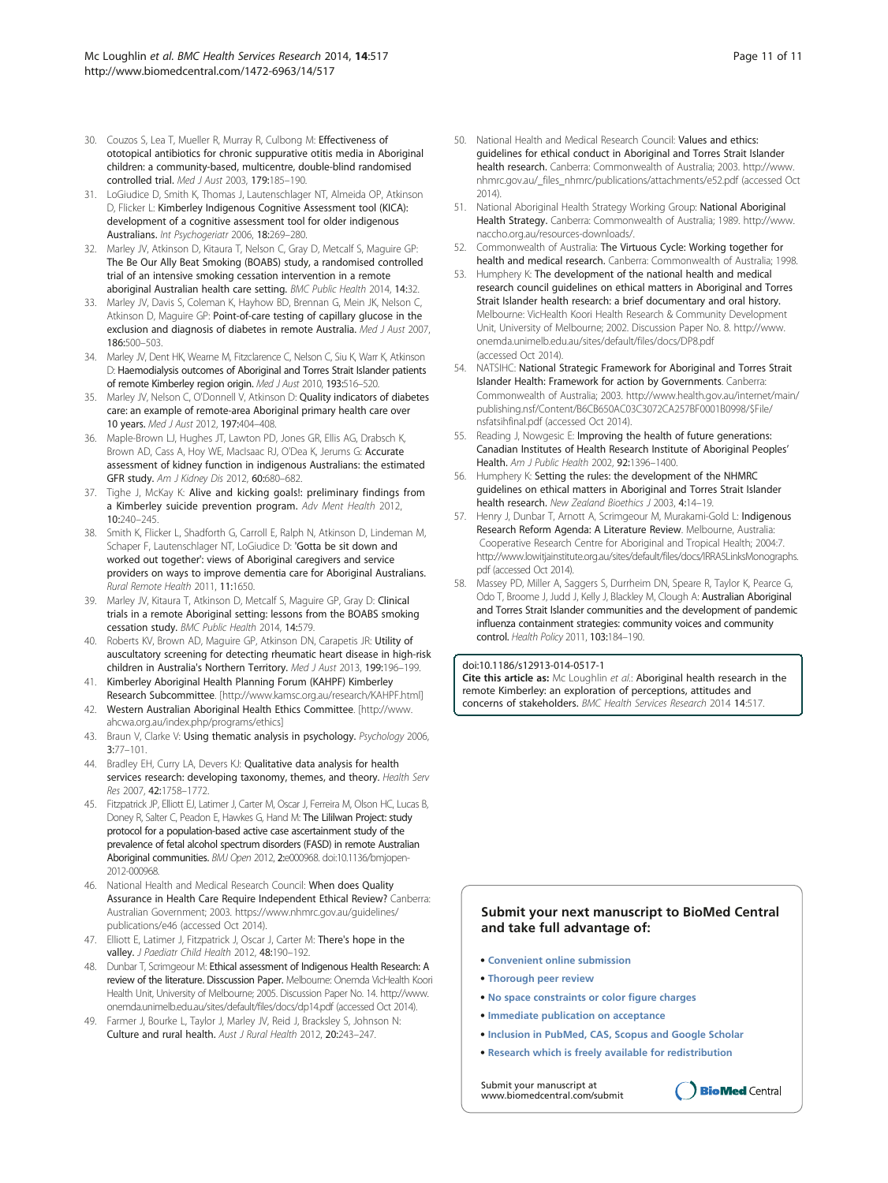30. Couzos S, Lea T, Mueller R, Murray R, Culbong M: **Effectiveness of ototopical antibiotics for chronic suppurative otitis media in Aboriginal children: a community-based, multicentre, double-blind randomised controlled trial.** *Med J Aust* 2003, **179:**185–190.
31. LoGiudice D, Smith K, Thomas J, Lautenschlager NT, Almeida OP, Atkinson D, Flicker L: **Kimberley Indigenous Cognitive Assessment tool (KICA): development of a cognitive assessment tool for older indigenous Australians.** *Int Psychogeriatr* 2006, **18:**269–280.
32. Marley JV, Atkinson D, Kitaura T, Nelson C, Gray D, Metcalf S, Maguire GP: **The Be Our Ally Beat Smoking (BOABS) study, a randomised controlled trial of an intensive smoking cessation intervention in a remote aboriginal Australian health care setting.** *BMC Public Health* 2014, **14:**32.
33. Marley JV, Davis S, Coleman K, Hayhow BD, Brennan G, Mein JK, Nelson C, Atkinson D, Maguire GP: **Point-of-care testing of capillary glucose in the exclusion and diagnosis of diabetes in remote Australia.** *Med J Aust* 2007, **186:**500–503.
34. Marley JV, Dent HK, Wearne M, Fitzclarence C, Nelson C, Siu K, Warr K, Atkinson D: **Haemodialysis outcomes of Aboriginal and Torres Strait Islander patients of remote Kimberley region origin.** *Med J Aust* 2010, **193:**516–520.
35. Marley JV, Nelson C, O'Donnell V, Atkinson D: **Quality indicators of diabetes care: an example of remote-area Aboriginal primary health care over 10 years.** *Med J Aust* 2012, **197:**404–408.
36. Maple-Brown LJ, Hughes JT, Lawton PD, Jones GR, Ellis AG, Drabsch K, Brown AD, Cass A, Hoy WE, MacIsaac RJ, O'Dea K, Jerums G: **Accurate assessment of kidney function in indigenous Australians: the estimated GFR study.** *Am J Kidney Dis* 2012, **60:**680–682.
37. Tighe J, McKay K: **Alive and kicking goals!: preliminary findings from a Kimberley suicide prevention program.** *Adv Ment Health* 2012, **10:**240–245.
38. Smith K, Flicker L, Shadforth G, Carroll E, Ralph N, Atkinson D, Lindeman M, Schaper F, Lautenschlager NT, LoGiudice D: **'Gotta be sit down and worked out together': views of Aboriginal caregivers and service providers on ways to improve dementia care for Aboriginal Australians.** *Rural Remote Health* 2011, **11:**1650.
39. Marley JV, Kitaura T, Atkinson D, Metcalf S, Maguire GP, Gray D: **Clinical trials in a remote Aboriginal setting: lessons from the BOABS smoking cessation study.** *BMC Public Health* 2014, **14:**579.
40. Roberts KV, Brown AD, Maguire GP, Atkinson DN, Carapetis JR: **Utility of auscultatory screening for detecting rheumatic heart disease in high-risk children in Australia's Northern Territory.** *Med J Aust* 2013, **199:**196–199.
41. **Kimberley Aboriginal Health Planning Forum (KAHPF) Kimberley Research Subcommittee.** [http://www.kamsc.org.au/research/KAHPF.html]
42. **Western Australian Aboriginal Health Ethics Committee.** [http://www.ahcwa.org.au/index.php/programs/ethics]
43. Braun V, Clarke V: **Using thematic analysis in psychology.** *Psychology* 2006, **3:**77–101.
44. Bradley EH, Curry LA, Devers KJ: **Qualitative data analysis for health services research: developing taxonomy, themes, and theory.** *Health Serv Res* 2007, **42:**1758–1772.
45. Fitzpatrick JP, Elliott EJ, Latimer J, Carter M, Oscar J, Ferreira M, Olson HC, Lucas B, Doney R, Salter C, Peadon E, Hawkes G, Hand M: **The Lililwan Project: study protocol for a population-based active case ascertainment study of the prevalence of fetal alcohol spectrum disorders (FASD) in remote Australian Aboriginal communities.** *BMJ Open* 2012, **2:**e000968. doi:10.1136/bmjopen-2012-000968.
46. National Health and Medical Research Council: **When does Quality Assurance in Health Care Require Independent Ethical Review?** Canberra: Australian Government; 2003. https://www.nhmrc.gov.au/guidelines/publications/e46 (accessed Oct 2014).
47. Elliott E, Latimer J, Fitzpatrick J, Oscar J, Carter M: **There's hope in the valley.** *J Paediatr Child Health* 2012, **48:**190–192.
48. Dunbar T, Scrimgeour M: **Ethical assessment of Indigenous Health Research: A review of the literature. Disscussion Paper.** Melbourne: Onemda VicHealth Koori Health Unit, University of Melbourne; 2005. Discussion Paper No. 14. http://www.onemda.unimelb.edu.au/sites/default/files/docs/dp14.pdf (accessed Oct 2014).
49. Farmer J, Bourke L, Taylor J, Marley JV, Reid J, Bracksley S, Johnson N: **Culture and rural health.** *Aust J Rural Health* 2012, **20:**243–247.
50. National Health and Medical Research Council: **Values and ethics: guidelines for ethical conduct in Aboriginal and Torres Strait Islander health research.** Canberra: Commonwealth of Australia; 2003. http://www.nhmrc.gov.au/_files_nhmrc/publications/attachments/e52.pdf (accessed Oct 2014).
51. National Aboriginal Health Strategy Working Group: **National Aboriginal Health Strategy.** Canberra: Commonwealth of Australia; 1989. http://www.naccho.org.au/resources-downloads/.
52. Commonwealth of Australia: **The Virtuous Cycle: Working together for health and medical research.** Canberra: Commonwealth of Australia; 1998.
53. Humphery K: **The development of the national health and medical research council guidelines on ethical matters in Aboriginal and Torres Strait Islander health research: a brief documentary and oral history.** Melbourne: VicHealth Koori Health Research & Community Development Unit, University of Melbourne; 2002. Discussion Paper No. 8. http://www.onemda.unimelb.edu.au/sites/default/files/docs/DP8.pdf (accessed Oct 2014).
54. NATSIHC: **National Strategic Framework for Aboriginal and Torres Strait Islander Health: Framework for action by Governments**. Canberra: Commonwealth of Australia; 2003. http://www.health.gov.au/internet/main/publishing.nsf/Content/B6CB650AC03C3072CA257BF0001B0998/$File/nsfatsihfinal.pdf (accessed Oct 2014).
55. Reading J, Nowgesic E: **Improving the health of future generations: Canadian Institutes of Health Research Institute of Aboriginal Peoples' Health.** *Am J Public Health* 2002, **92:**1396–1400.
56. Humphery K: **Setting the rules: the development of the NHMRC guidelines on ethical matters in Aboriginal and Torres Strait Islander health research.** *New Zealand Bioethics J* 2003, **4:**14–19.
57. Henry J, Dunbar T, Arnott A, Scrimgeour M, Murakami-Gold L: **Indigenous Research Reform Agenda: A Literature Review.** Melbourne, Australia: Cooperative Research Centre for Aboriginal and Tropical Health; 2004:7. http://www.lowitjainstitute.org.au/sites/default/files/docs/IRRA5LinksMonographs.pdf (accessed Oct 2014).
58. Massey PD, Miller A, Saggers S, Durrheim DN, Speare R, Taylor K, Pearce G, Odo T, Broome J, Judd J, Kelly J, Blackley M, Clough A: **Australian Aboriginal and Torres Strait Islander communities and the development of pandemic influenza containment strategies: community voices and community control.** *Health Policy* 2011, **103:**184–190.

doi:10.1186/s12913-014-0517-1

**Cite this article as:** Mc Loughlin *et al.*: Aboriginal health research in the remote Kimberley: an exploration of perceptions, attitudes and concerns of stakeholders. *BMC Health Services Research* 2014 **14**:517.

**Submit your next manuscript to BioMed Central and take full advantage of:**

- **Convenient online submission**
- **Thorough peer review**
- **No space constraints or color figure charges**
- **Immediate publication on acceptance**
- **Inclusion in PubMed, CAS, Scopus and Google Scholar**
- **Research which is freely available for redistribution**

Submit your manuscript at
www.biomedcentral.com/submit

BioMed Central